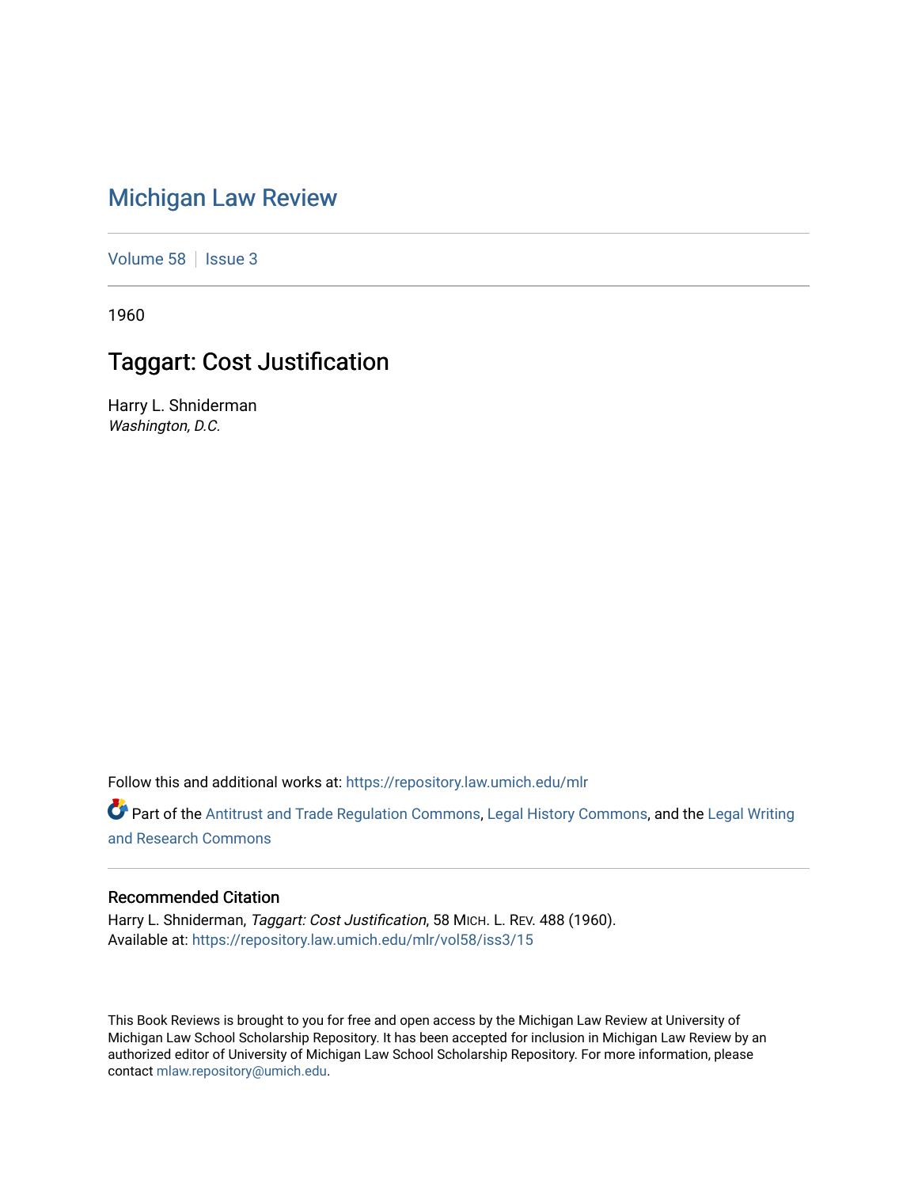# Michigan Law Review

Volume 58 | Issue 3

1960

## Taggart: Cost Justification

Harry L. Shniderman
*Washington, D.C.*

Follow this and additional works at: https://repository.law.umich.edu/mlr

Part of the Antitrust and Trade Regulation Commons, Legal History Commons, and the Legal Writing and Research Commons

### Recommended Citation

Harry L. Shniderman, *Taggart: Cost Justification*, 58 MICH. L. REV. 488 (1960).
Available at: https://repository.law.umich.edu/mlr/vol58/iss3/15

This Book Reviews is brought to you for free and open access by the Michigan Law Review at University of Michigan Law School Scholarship Repository. It has been accepted for inclusion in Michigan Law Review by an authorized editor of University of Michigan Law School Scholarship Repository. For more information, please contact mlaw.repository@umich.edu.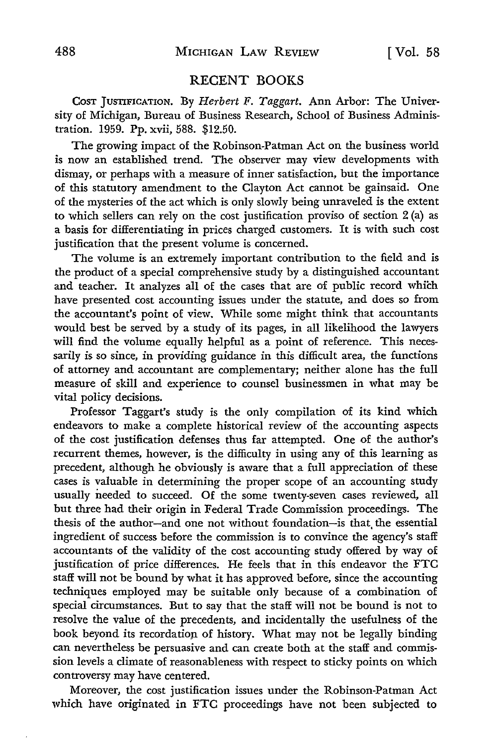## RECENT BOOKS

COST JUSTIFICATION. By *Herbert F. Taggart.* Ann Arbor: The University of Michigan, Bureau of Business Research, School of Business Administration. 1959. Pp. xvii, 588. $12.50.

The growing impact of the Robinson-Patman Act on the business world is now an established trend. The observer may view developments with dismay, or perhaps with a measure of inner satisfaction, but the importance of this statutory amendment to the Clayton Act cannot be gainsaid. One of the mysteries of the act which is only slowly being unraveled is the extent to which sellers can rely on the cost justification proviso of section 2 (a) as a basis for differentiating in prices charged customers. It is with such cost justification that the present volume is concerned.

The volume is an extremely important contribution to the field and is the product of a special comprehensive study by a distinguished accountant and teacher. It analyzes all of the cases that are of public record which have presented cost accounting issues under the statute, and does so from the accountant's point of view. While some might think that accountants would best be served by a study of its pages, in all likelihood the lawyers will find the volume equally helpful as a point of reference. This necessarily is so since, in providing guidance in this difficult area, the functions of attorney and accountant are complementary; neither alone has the full measure of skill and experience to counsel businessmen in what may be vital policy decisions.

Professor Taggart's study is the only compilation of its kind which endeavors to make a complete historical review of the accounting aspects of the cost justification defenses thus far attempted. One of the author's recurrent themes, however, is the difficulty in using any of this learning as precedent, although he obviously is aware that a full appreciation of these cases is valuable in determining the proper scope of an accounting study usually needed to succeed. Of the some twenty-seven cases reviewed, all but three had their origin in Federal Trade Commission proceedings. The thesis of the author—and one not without foundation—is that the essential ingredient of success before the commission is to convince the agency's staff accountants of the validity of the cost accounting study offered by way of justification of price differences. He feels that in this endeavor the FTC staff will not be bound by what it has approved before, since the accounting techniques employed may be suitable only because of a combination of special circumstances. But to say that the staff will not be bound is not to resolve the value of the precedents, and incidentally the usefulness of the book beyond its recordation of history. What may not be legally binding can nevertheless be persuasive and can create both at the staff and commission levels a climate of reasonableness with respect to sticky points on which controversy may have centered.

Moreover, the cost justification issues under the Robinson-Patman Act which have originated in FTC proceedings have not been subjected to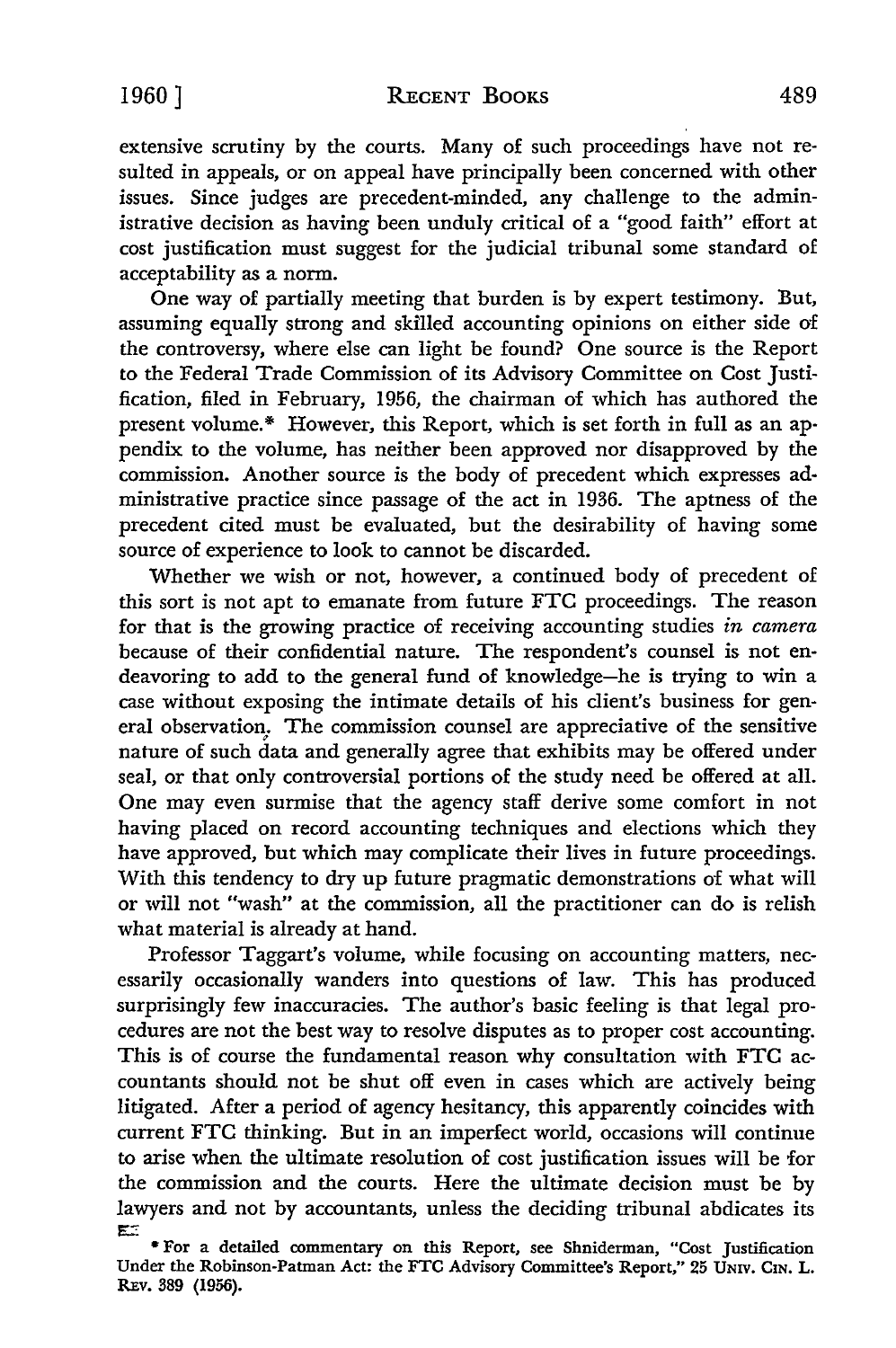extensive scrutiny by the courts. Many of such proceedings have not resulted in appeals, or on appeal have principally been concerned with other issues. Since judges are precedent-minded, any challenge to the administrative decision as having been unduly critical of a "good faith" effort at cost justification must suggest for the judicial tribunal some standard of acceptability as a norm.

One way of partially meeting that burden is by expert testimony. But, assuming equally strong and skilled accounting opinions on either side of the controversy, where else can light be found? One source is the Report to the Federal Trade Commission of its Advisory Committee on Cost Justification, filed in February, 1956, the chairman of which has authored the present volume.* However, this Report, which is set forth in full as an appendix to the volume, has neither been approved nor disapproved by the commission. Another source is the body of precedent which expresses administrative practice since passage of the act in 1936. The aptness of the precedent cited must be evaluated, but the desirability of having some source of experience to look to cannot be discarded.

Whether we wish or not, however, a continued body of precedent of this sort is not apt to emanate from future FTC proceedings. The reason for that is the growing practice of receiving accounting studies *in camera* because of their confidential nature. The respondent's counsel is not endeavoring to add to the general fund of knowledge—he is trying to win a case without exposing the intimate details of his client's business for general observation. The commission counsel are appreciative of the sensitive nature of such data and generally agree that exhibits may be offered under seal, or that only controversial portions of the study need be offered at all. One may even surmise that the agency staff derive some comfort in not having placed on record accounting techniques and elections which they have approved, but which may complicate their lives in future proceedings. With this tendency to dry up future pragmatic demonstrations of what will or will not "wash" at the commission, all the practitioner can do is relish what material is already at hand.

Professor Taggart's volume, while focusing on accounting matters, necessarily occasionally wanders into questions of law. This has produced surprisingly few inaccuracies. The author's basic feeling is that legal procedures are not the best way to resolve disputes as to proper cost accounting. This is of course the fundamental reason why consultation with FTC accountants should not be shut off even in cases which are actively being litigated. After a period of agency hesitancy, this apparently coincides with current FTC thinking. But in an imperfect world, occasions will continue to arise when the ultimate resolution of cost justification issues will be for the commission and the courts. Here the ultimate decision must be by lawyers and not by accountants, unless the deciding tribunal abdicates its

* For a detailed commentary on this Report, see Shniderman, "Cost Justification Under the Robinson-Patman Act: the FTC Advisory Committee's Report," 25 Univ. Cin. L. Rev. 389 (1956).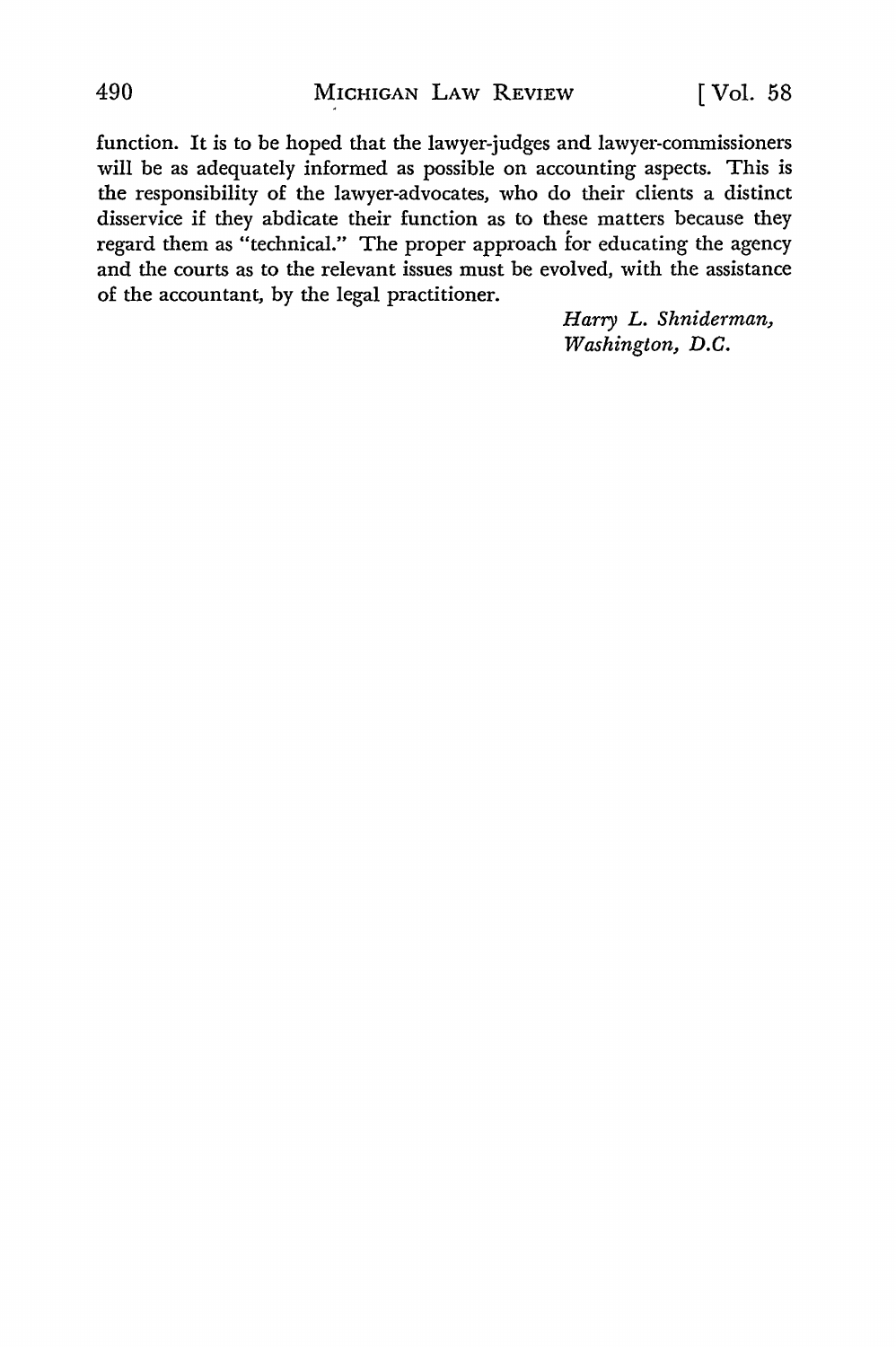function. It is to be hoped that the lawyer-judges and lawyer-commissioners will be as adequately informed as possible on accounting aspects. This is the responsibility of the lawyer-advocates, who do their clients a distinct disservice if they abdicate their function as to these matters because they regard them as "technical." The proper approach for educating the agency and the courts as to the relevant issues must be evolved, with the assistance of the accountant, by the legal practitioner.

*Harry L. Shniderman,*
*Washington, D.C.*